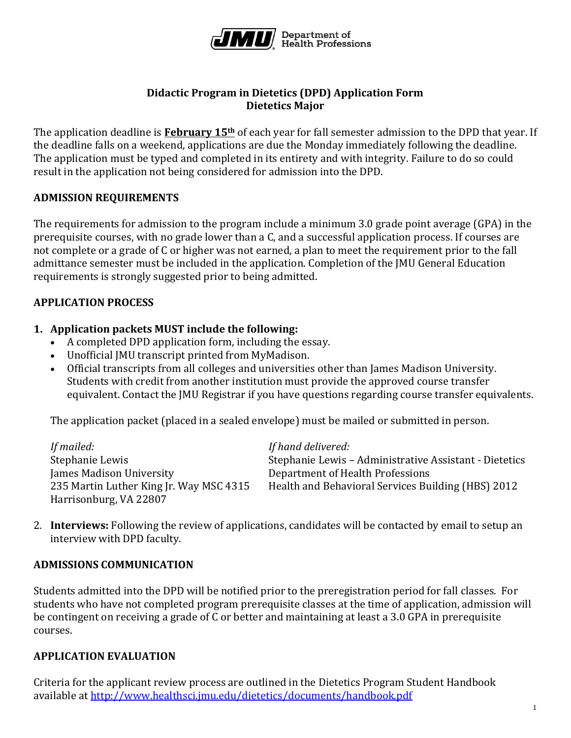JMU Department of Health Professions

# Didactic Program in Dietetics (DPD) Application Form
## Dietetics Major

The application deadline is **February 15th** of each year for fall semester admission to the DPD that year. If the deadline falls on a weekend, applications are due the Monday immediately following the deadline. The application must be typed and completed in its entirety and with integrity. Failure to do so could result in the application not being considered for admission into the DPD.

## ADMISSION REQUIREMENTS

The requirements for admission to the program include a minimum 3.0 grade point average (GPA) in the prerequisite courses, with no grade lower than a C, and a successful application process. If courses are not complete or a grade of C or higher was not earned, a plan to meet the requirement prior to the fall admittance semester must be included in the application. Completion of the JMU General Education requirements is strongly suggested prior to being admitted.

## APPLICATION PROCESS

1. **Application packets MUST include the following:**
   - A completed DPD application form, including the essay.
   - Unofficial JMU transcript printed from MyMadison.
   - Official transcripts from all colleges and universities other than James Madison University. Students with credit from another institution must provide the approved course transfer equivalent. Contact the JMU Registrar if you have questions regarding course transfer equivalents.

   The application packet (placed in a sealed envelope) must be mailed or submitted in person.

   *If mailed:*
   Stephanie Lewis
   James Madison University
   235 Martin Luther King Jr. Way MSC 4315
   Harrisonburg, VA 22807

   *If hand delivered:*
   Stephanie Lewis – Administrative Assistant - Dietetics
   Department of Health Professions
   Health and Behavioral Services Building (HBS) 2012

2. **Interviews:** Following the review of applications, candidates will be contacted by email to setup an interview with DPD faculty.

## ADMISSIONS COMMUNICATION

Students admitted into the DPD will be notified prior to the preregistration period for fall classes. For students who have not completed program prerequisite classes at the time of application, admission will be contingent on receiving a grade of C or better and maintaining at least a 3.0 GPA in prerequisite courses.

## APPLICATION EVALUATION

Criteria for the applicant review process are outlined in the Dietetics Program Student Handbook available at http://www.healthsci.jmu.edu/dietetics/documents/handbook.pdf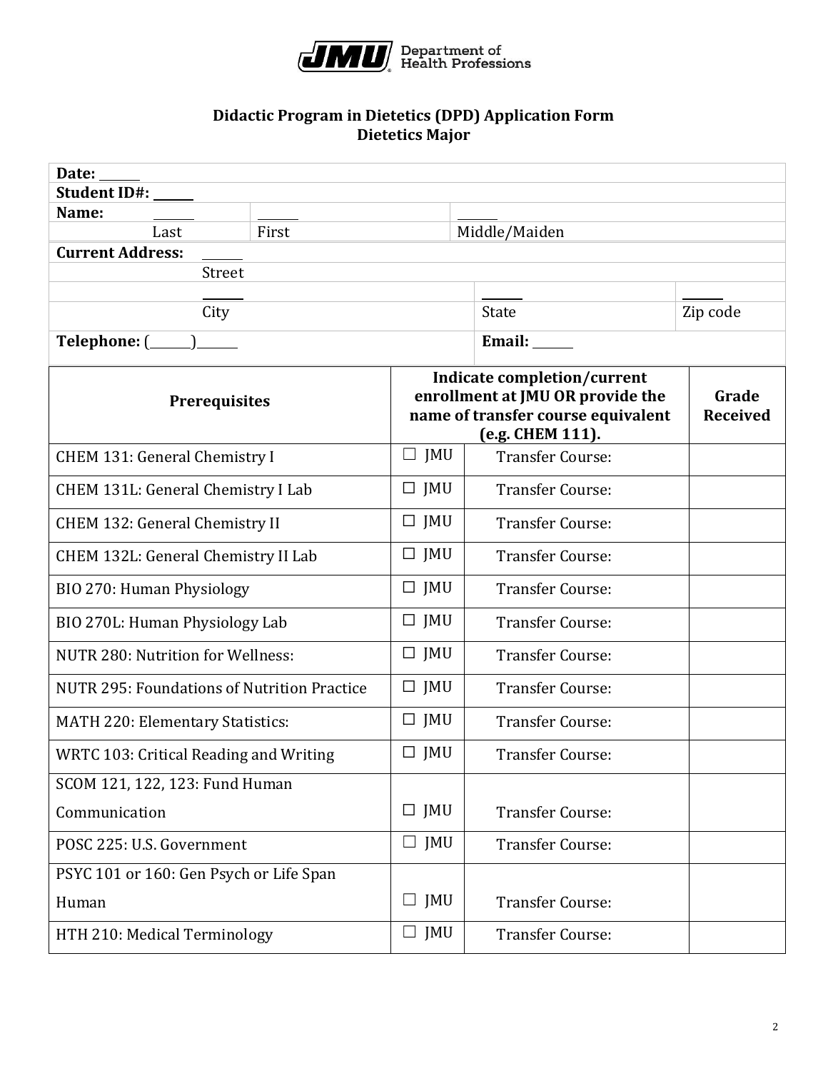JMU Department of Health Professions

## Didactic Program in Dietetics (DPD) Application Form
## Dietetics Major

| | | | | |
|---|---|---|---|---|
| **Date:** ______ | | | | |
| **Student ID#:** ______ | | | | |
| **Name:** ______ | ______ | ______ | | |
| Last | First | Middle/Maiden | | |
| **Current Address:** ______ | | | | |
| Street | | | | |
| ______ | | ______ | ______ | |
| City | | State | Zip code | |
| **Telephone:** (______)______ | | **Email:** ______ | | |

| **Prerequisites** | **Indicate completion/current enrollment at JMU OR provide the name of transfer course equivalent (e.g. CHEM 111).** | | **Grade Received** |
|---|---|---|---|
| CHEM 131: General Chemistry I | ☐ JMU | Transfer Course: | |
| CHEM 131L: General Chemistry I Lab | ☐ JMU | Transfer Course: | |
| CHEM 132: General Chemistry II | ☐ JMU | Transfer Course: | |
| CHEM 132L: General Chemistry II Lab | ☐ JMU | Transfer Course: | |
| BIO 270: Human Physiology | ☐ JMU | Transfer Course: | |
| BIO 270L: Human Physiology Lab | ☐ JMU | Transfer Course: | |
| NUTR 280: Nutrition for Wellness: | ☐ JMU | Transfer Course: | |
| NUTR 295: Foundations of Nutrition Practice | ☐ JMU | Transfer Course: | |
| MATH 220: Elementary Statistics: | ☐ JMU | Transfer Course: | |
| WRTC 103: Critical Reading and Writing | ☐ JMU | Transfer Course: | |
| SCOM 121, 122, 123: Fund Human Communication | ☐ JMU | Transfer Course: | |
| POSC 225: U.S. Government | ☐ JMU | Transfer Course: | |
| PSYC 101 or 160: Gen Psych or Life Span Human | ☐ JMU | Transfer Course: | |
| HTH 210: Medical Terminology | ☐ JMU | Transfer Course: | |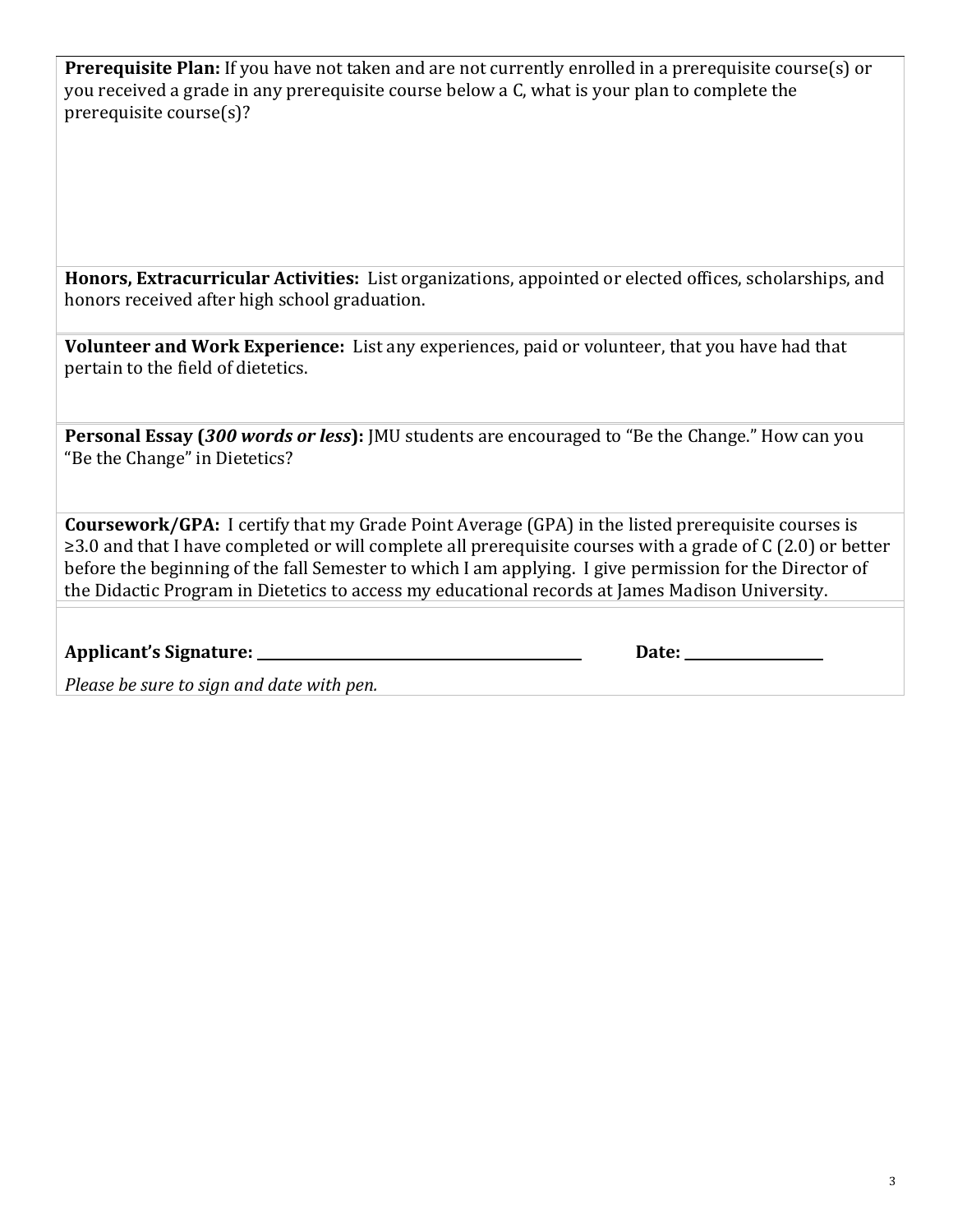**Prerequisite Plan:** If you have not taken and are not currently enrolled in a prerequisite course(s) or you received a grade in any prerequisite course below a C, what is your plan to complete the prerequisite course(s)?

**Honors, Extracurricular Activities:** List organizations, appointed or elected offices, scholarships, and honors received after high school graduation.

**Volunteer and Work Experience:** List any experiences, paid or volunteer, that you have had that pertain to the field of dietetics.

**Personal Essay (*300 words or less*):** JMU students are encouraged to "Be the Change." How can you "Be the Change" in Dietetics?

**Coursework/GPA:** I certify that my Grade Point Average (GPA) in the listed prerequisite courses is ≥3.0 and that I have completed or will complete all prerequisite courses with a grade of C (2.0) or better before the beginning of the fall Semester to which I am applying. I give permission for the Director of the Didactic Program in Dietetics to access my educational records at James Madison University.

**Applicant's Signature:** ______________________________ **Date:** ______________

*Please be sure to sign and date with pen.*